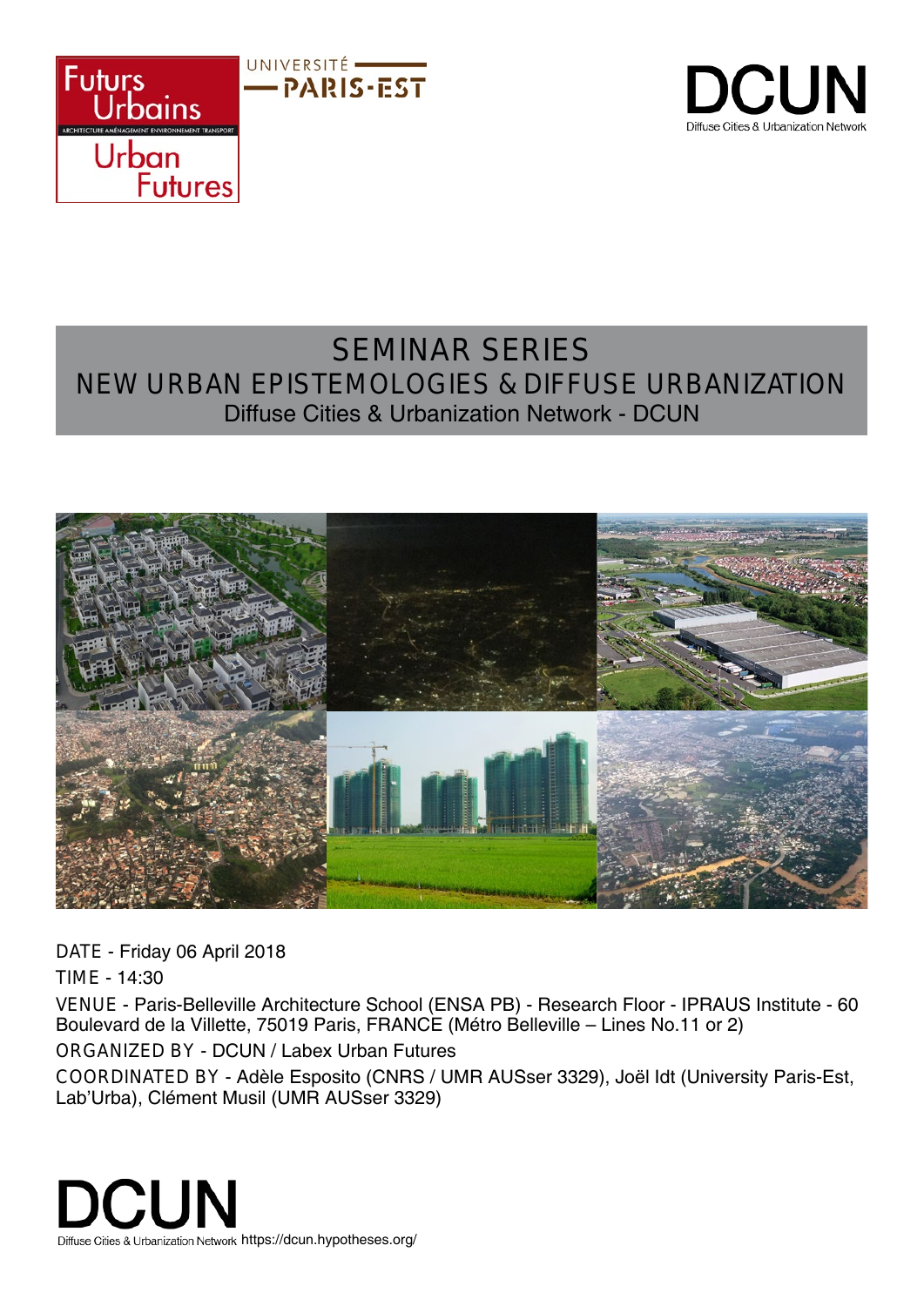Futurs Urbains

ARCHITECTURE AMÉNAGEMENT ENVIRONNEMENT TRANSPORT

Urban Futures

UNIVERSITÉ PARIS-EST

DCUN
Diffuse Cities & Urbanization Network

# SEMINAR SERIES
## NEW URBAN EPISTEMOLOGIES & DIFFUSE URBANIZATION
### Diffuse Cities & Urbanization Network - DCUN

DATE - Friday 06 April 2018

TIME - 14:30

VENUE - Paris-Belleville Architecture School (ENSA PB) - Research Floor - IPRAUS Institute - 60 Boulevard de la Villette, 75019 Paris, FRANCE (Métro Belleville – Lines No.11 or 2)

ORGANIZED BY - DCUN / Labex Urban Futures

COORDINATED BY - Adèle Esposito (CNRS / UMR AUSser 3329), Joël Idt (University Paris-Est, Lab'Urba), Clément Musil (UMR AUSser 3329)

DCUN
Diffuse Cities & Urbanization Network https://dcun.hypotheses.org/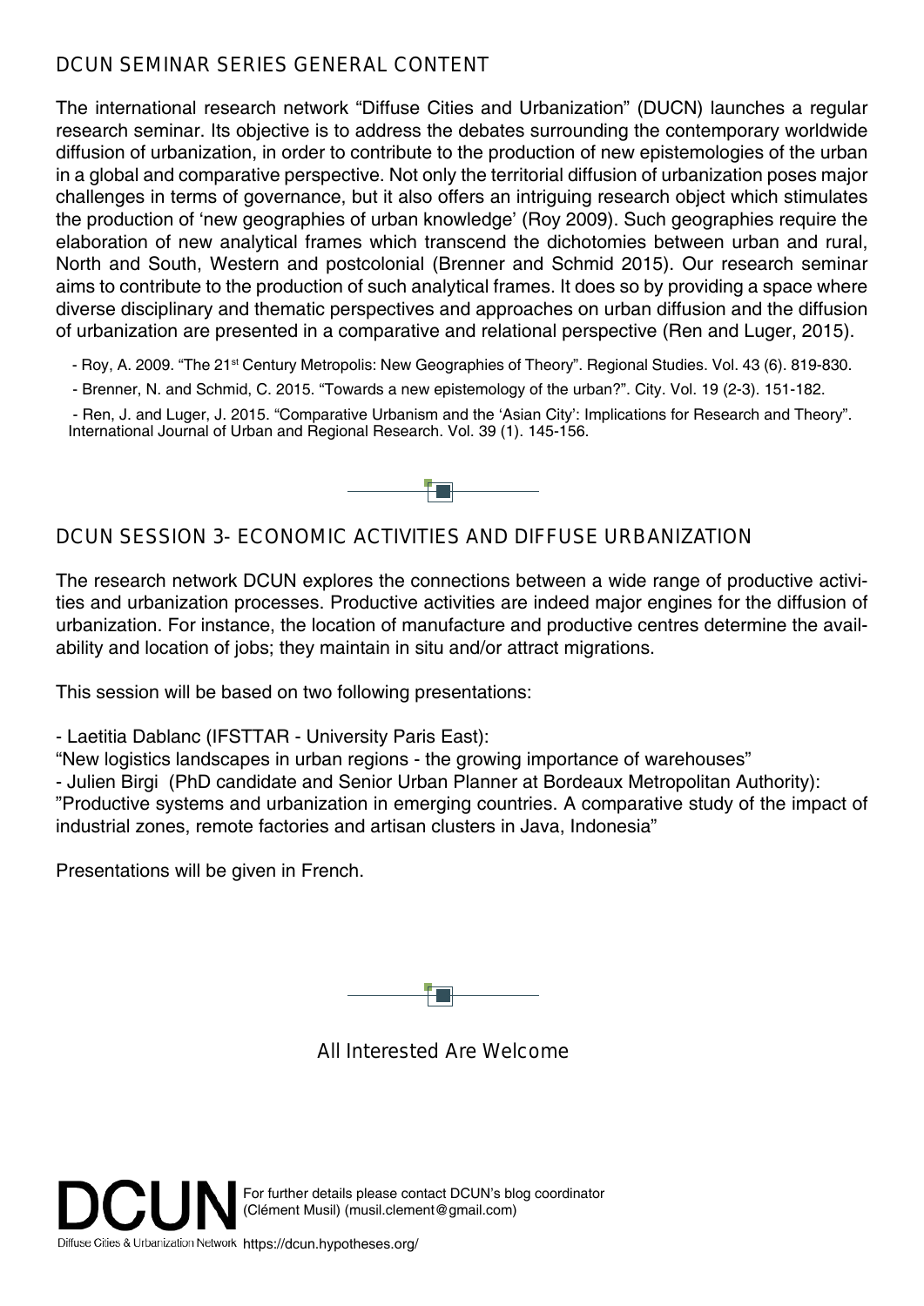## DCUN SEMINAR SERIES GENERAL CONTENT

The international research network "Diffuse Cities and Urbanization" (DUCN) launches a regular research seminar. Its objective is to address the debates surrounding the contemporary worldwide diffusion of urbanization, in order to contribute to the production of new epistemologies of the urban in a global and comparative perspective. Not only the territorial diffusion of urbanization poses major challenges in terms of governance, but it also offers an intriguing research object which stimulates the production of 'new geographies of urban knowledge' (Roy 2009). Such geographies require the elaboration of new analytical frames which transcend the dichotomies between urban and rural, North and South, Western and postcolonial (Brenner and Schmid 2015). Our research seminar aims to contribute to the production of such analytical frames. It does so by providing a space where diverse disciplinary and thematic perspectives and approaches on urban diffusion and the diffusion of urbanization are presented in a comparative and relational perspective (Ren and Luger, 2015).

- Roy, A. 2009. "The 21st Century Metropolis: New Geographies of Theory". Regional Studies. Vol. 43 (6). 819-830.
- Brenner, N. and Schmid, C. 2015. "Towards a new epistemology of the urban?". City. Vol. 19 (2-3). 151-182.
- Ren, J. and Luger, J. 2015. "Comparative Urbanism and the 'Asian City': Implications for Research and Theory". International Journal of Urban and Regional Research. Vol. 39 (1). 145-156.

## DCUN SESSION 3- ECONOMIC ACTIVITIES AND DIFFUSE URBANIZATION

The research network DCUN explores the connections between a wide range of productive activities and urbanization processes. Productive activities are indeed major engines for the diffusion of urbanization. For instance, the location of manufacture and productive centres determine the availability and location of jobs; they maintain in situ and/or attract migrations.

This session will be based on two following presentations:

- Laetitia Dablanc (IFSTTAR - University Paris East):
"New logistics landscapes in urban regions - the growing importance of warehouses"
- Julien Birgi (PhD candidate and Senior Urban Planner at Bordeaux Metropolitan Authority):
"Productive systems and urbanization in emerging countries. A comparative study of the impact of industrial zones, remote factories and artisan clusters in Java, Indonesia"

Presentations will be given in French.

All Interested Are Welcome

DCUN
Diffuse Cities & Urbanization Network

For further details please contact DCUN's blog coordinator (Clément Musil) (musil.clement@gmail.com)

https://dcun.hypotheses.org/